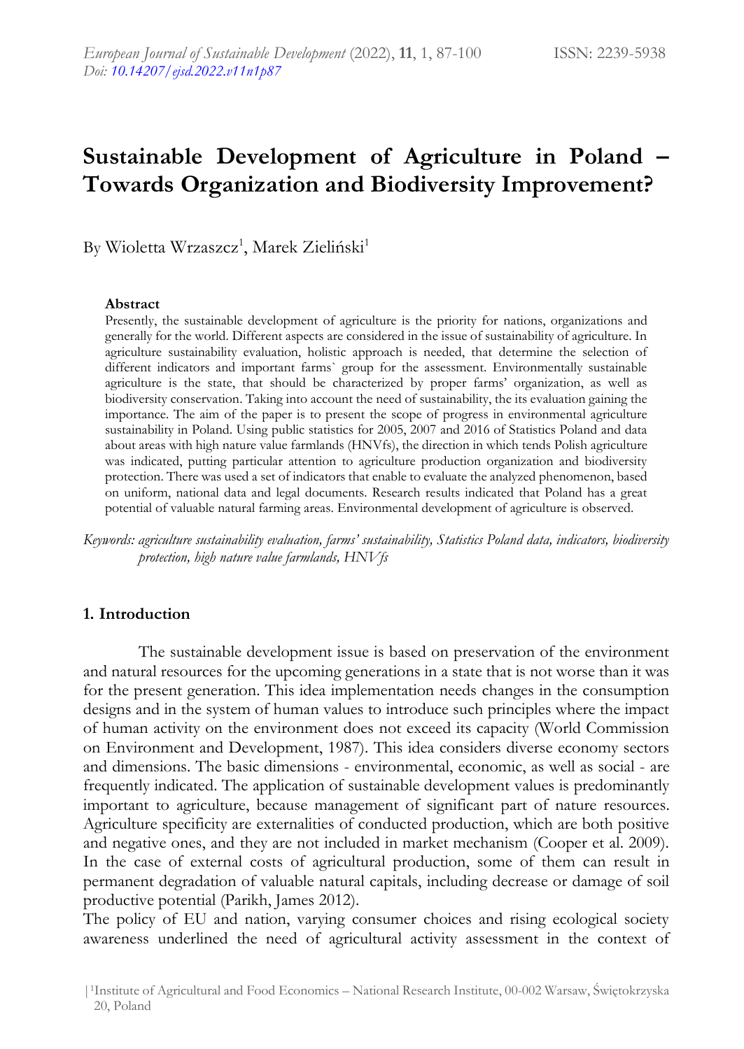# Sustainable Development of Agriculture in Poland – Towards Organization and Biodiversity Improvement?

By Wioletta Wrzaszcz[1], Marek Zieliński[1]

**Abstract**

Presently, the sustainable development of agriculture is the priority for nations, organizations and generally for the world. Different aspects are considered in the issue of sustainability of agriculture. In agriculture sustainability evaluation, holistic approach is needed, that determine the selection of different indicators and important farms` group for the assessment. Environmentally sustainable agriculture is the state, that should be characterized by proper farms' organization, as well as biodiversity conservation. Taking into account the need of sustainability, the its evaluation gaining the importance. The aim of the paper is to present the scope of progress in environmental agriculture sustainability in Poland. Using public statistics for 2005, 2007 and 2016 of Statistics Poland and data about areas with high nature value farmlands (HNVfs), the direction in which tends Polish agriculture was indicated, putting particular attention to agriculture production organization and biodiversity protection. There was used a set of indicators that enable to evaluate the analyzed phenomenon, based on uniform, national data and legal documents. Research results indicated that Poland has a great potential of valuable natural farming areas. Environmental development of agriculture is observed.

*Keywords: agriculture sustainability evaluation, farms' sustainability, Statistics Poland data, indicators, biodiversity protection, high nature value farmlands, HNVfs*

## 1. Introduction

The sustainable development issue is based on preservation of the environment and natural resources for the upcoming generations in a state that is not worse than it was for the present generation. This idea implementation needs changes in the consumption designs and in the system of human values to introduce such principles where the impact of human activity on the environment does not exceed its capacity (World Commission on Environment and Development, 1987). This idea considers diverse economy sectors and dimensions. The basic dimensions - environmental, economic, as well as social - are frequently indicated. The application of sustainable development values is predominantly important to agriculture, because management of significant part of nature resources. Agriculture specificity are externalities of conducted production, which are both positive and negative ones, and they are not included in market mechanism (Cooper et al. 2009). In the case of external costs of agricultural production, some of them can result in permanent degradation of valuable natural capitals, including decrease or damage of soil productive potential (Parikh, James 2012).

The policy of EU and nation, varying consumer choices and rising ecological society awareness underlined the need of agricultural activity assessment in the context of

[1]Institute of Agricultural and Food Economics – National Research Institute, 00-002 Warsaw, Świętokrzyska 20, Poland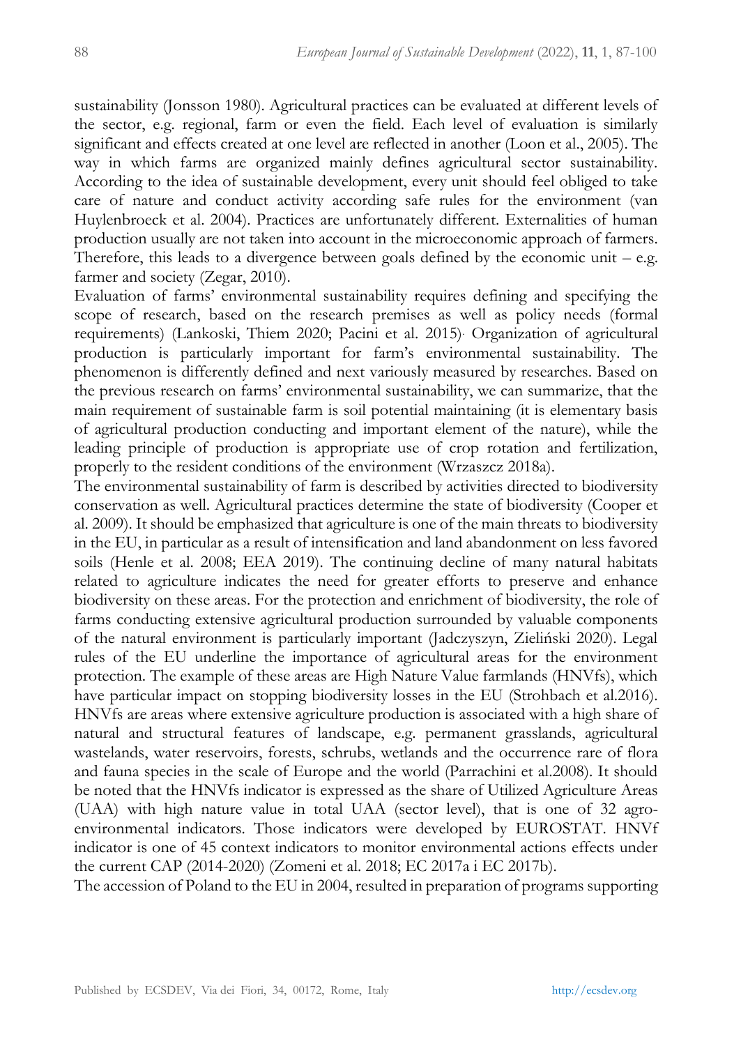sustainability (Jonsson 1980). Agricultural practices can be evaluated at different levels of the sector, e.g. regional, farm or even the field. Each level of evaluation is similarly significant and effects created at one level are reflected in another (Loon et al., 2005). The way in which farms are organized mainly defines agricultural sector sustainability. According to the idea of sustainable development, every unit should feel obliged to take care of nature and conduct activity according safe rules for the environment (van Huylenbroeck et al. 2004). Practices are unfortunately different. Externalities of human production usually are not taken into account in the microeconomic approach of farmers. Therefore, this leads to a divergence between goals defined by the economic unit – e.g. farmer and society (Zegar, 2010).

Evaluation of farms' environmental sustainability requires defining and specifying the scope of research, based on the research premises as well as policy needs (formal requirements) (Lankoski, Thiem 2020; Pacini et al. 2015). Organization of agricultural production is particularly important for farm's environmental sustainability. The phenomenon is differently defined and next variously measured by researches. Based on the previous research on farms' environmental sustainability, we can summarize, that the main requirement of sustainable farm is soil potential maintaining (it is elementary basis of agricultural production conducting and important element of the nature), while the leading principle of production is appropriate use of crop rotation and fertilization, properly to the resident conditions of the environment (Wrzaszcz 2018a).

The environmental sustainability of farm is described by activities directed to biodiversity conservation as well. Agricultural practices determine the state of biodiversity (Cooper et al. 2009). It should be emphasized that agriculture is one of the main threats to biodiversity in the EU, in particular as a result of intensification and land abandonment on less favored soils (Henle et al. 2008; EEA 2019). The continuing decline of many natural habitats related to agriculture indicates the need for greater efforts to preserve and enhance biodiversity on these areas. For the protection and enrichment of biodiversity, the role of farms conducting extensive agricultural production surrounded by valuable components of the natural environment is particularly important (Jadczyszyn, Zieliński 2020). Legal rules of the EU underline the importance of agricultural areas for the environment protection. The example of these areas are High Nature Value farmlands (HNVfs), which have particular impact on stopping biodiversity losses in the EU (Strohbach et al.2016). HNVfs are areas where extensive agriculture production is associated with a high share of natural and structural features of landscape, e.g. permanent grasslands, agricultural wastelands, water reservoirs, forests, schrubs, wetlands and the occurrence rare of flora and fauna species in the scale of Europe and the world (Parrachini et al.2008). It should be noted that the HNVfs indicator is expressed as the share of Utilized Agriculture Areas (UAA) with high nature value in total UAA (sector level), that is one of 32 agro-environmental indicators. Those indicators were developed by EUROSTAT. HNVf indicator is one of 45 context indicators to monitor environmental actions effects under the current CAP (2014-2020) (Zomeni et al. 2018; EC 2017a i EC 2017b).

The accession of Poland to the EU in 2004, resulted in preparation of programs supporting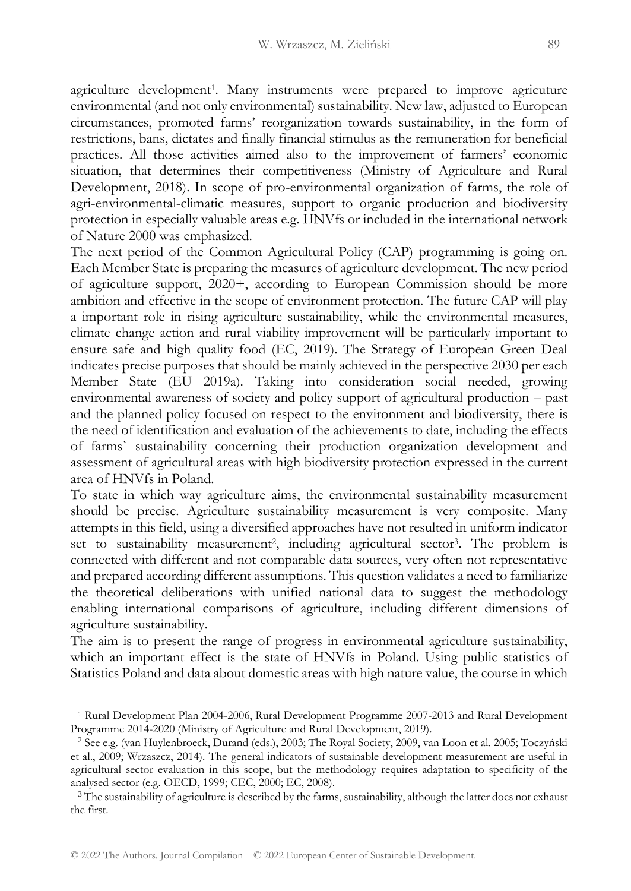agriculture development[1]. Many instruments were prepared to improve agricuture environmental (and not only environmental) sustainability. New law, adjusted to European circumstances, promoted farms' reorganization towards sustainability, in the form of restrictions, bans, dictates and finally financial stimulus as the remuneration for beneficial practices. All those activities aimed also to the improvement of farmers' economic situation, that determines their competitiveness (Ministry of Agriculture and Rural Development, 2018). In scope of pro-environmental organization of farms, the role of agri-environmental-climatic measures, support to organic production and biodiversity protection in especially valuable areas e.g. HNVfs or included in the international network of Nature 2000 was emphasized.

The next period of the Common Agricultural Policy (CAP) programming is going on. Each Member State is preparing the measures of agriculture development. The new period of agriculture support, 2020+, according to European Commission should be more ambition and effective in the scope of environment protection. The future CAP will play a important role in rising agriculture sustainability, while the environmental measures, climate change action and rural viability improvement will be particularly important to ensure safe and high quality food (EC, 2019). The Strategy of European Green Deal indicates precise purposes that should be mainly achieved in the perspective 2030 per each Member State (EU 2019a). Taking into consideration social needed, growing environmental awareness of society and policy support of agricultural production – past and the planned policy focused on respect to the environment and biodiversity, there is the need of identification and evaluation of the achievements to date, including the effects of farms` sustainability concerning their production organization development and assessment of agricultural areas with high biodiversity protection expressed in the current area of HNVfs in Poland.

To state in which way agriculture aims, the environmental sustainability measurement should be precise. Agriculture sustainability measurement is very composite. Many attempts in this field, using a diversified approaches have not resulted in uniform indicator set to sustainability measurement[2], including agricultural sector[3]. The problem is connected with different and not comparable data sources, very often not representative and prepared according different assumptions. This question validates a need to familiarize the theoretical deliberations with unified national data to suggest the methodology enabling international comparisons of agriculture, including different dimensions of agriculture sustainability.

The aim is to present the range of progress in environmental agriculture sustainability, which an important effect is the state of HNVfs in Poland. Using public statistics of Statistics Poland and data about domestic areas with high nature value, the course in which

---

[1] Rural Development Plan 2004-2006, Rural Development Programme 2007-2013 and Rural Development Programme 2014-2020 (Ministry of Agriculture and Rural Development, 2019).

[2] See e.g. (van Huylenbroeck, Durand (eds.), 2003; The Royal Society, 2009, van Loon et al. 2005; Toczyński et al., 2009; Wrzaszcz, 2014). The general indicators of sustainable development measurement are useful in agricultural sector evaluation in this scope, but the methodology requires adaptation to specificity of the analysed sector (e.g. OECD, 1999; CEC, 2000; EC, 2008).

[3] The sustainability of agriculture is described by the farms, sustainability, although the latter does not exhaust the first.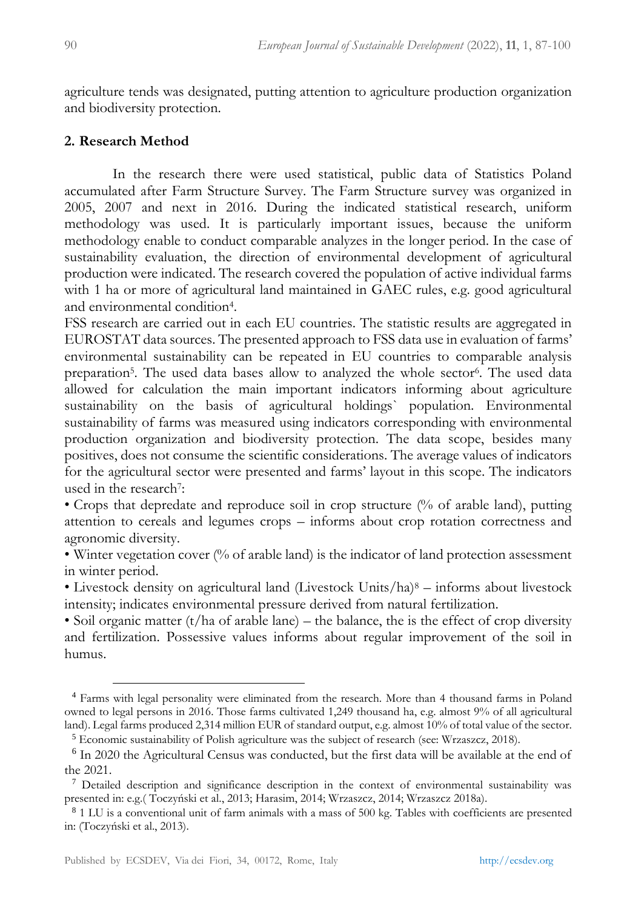agriculture tends was designated, putting attention to agriculture production organization and biodiversity protection.

## 2. Research Method

In the research there were used statistical, public data of Statistics Poland accumulated after Farm Structure Survey. The Farm Structure survey was organized in 2005, 2007 and next in 2016. During the indicated statistical research, uniform methodology was used. It is particularly important issues, because the uniform methodology enable to conduct comparable analyzes in the longer period. In the case of sustainability evaluation, the direction of environmental development of agricultural production were indicated. The research covered the population of active individual farms with 1 ha or more of agricultural land maintained in GAEC rules, e.g. good agricultural and environmental condition[4].

FSS research are carried out in each EU countries. The statistic results are aggregated in EUROSTAT data sources. The presented approach to FSS data use in evaluation of farms' environmental sustainability can be repeated in EU countries to comparable analysis preparation[5]. The used data bases allow to analyzed the whole sector[6]. The used data allowed for calculation the main important indicators informing about agriculture sustainability on the basis of agricultural holdings` population. Environmental sustainability of farms was measured using indicators corresponding with environmental production organization and biodiversity protection. The data scope, besides many positives, does not consume the scientific considerations. The average values of indicators for the agricultural sector were presented and farms' layout in this scope. The indicators used in the research[7]:

- Crops that depredate and reproduce soil in crop structure (% of arable land), putting attention to cereals and legumes crops – informs about crop rotation correctness and agronomic diversity.
- Winter vegetation cover (% of arable land) is the indicator of land protection assessment in winter period.
- Livestock density on agricultural land (Livestock Units/ha)[8] – informs about livestock intensity; indicates environmental pressure derived from natural fertilization.
- Soil organic matter (t/ha of arable lane) – the balance, the is the effect of crop diversity and fertilization. Possessive values informs about regular improvement of the soil in humus.

---

[4] Farms with legal personality were eliminated from the research. More than 4 thousand farms in Poland owned to legal persons in 2016. Those farms cultivated 1,249 thousand ha, e.g. almost 9% of all agricultural land). Legal farms produced 2,314 million EUR of standard output, e.g. almost 10% of total value of the sector.

[5] Economic sustainability of Polish agriculture was the subject of research (see: Wrzaszcz, 2018).

[6] In 2020 the Agricultural Census was conducted, but the first data will be available at the end of the 2021.

[7] Detailed description and significance description in the context of environmental sustainability was presented in: e.g.( Toczyński et al., 2013; Harasim, 2014; Wrzaszcz, 2014; Wrzaszcz 2018a).

[8] 1 LU is a conventional unit of farm animals with a mass of 500 kg. Tables with coefficients are presented in: (Toczyński et al., 2013).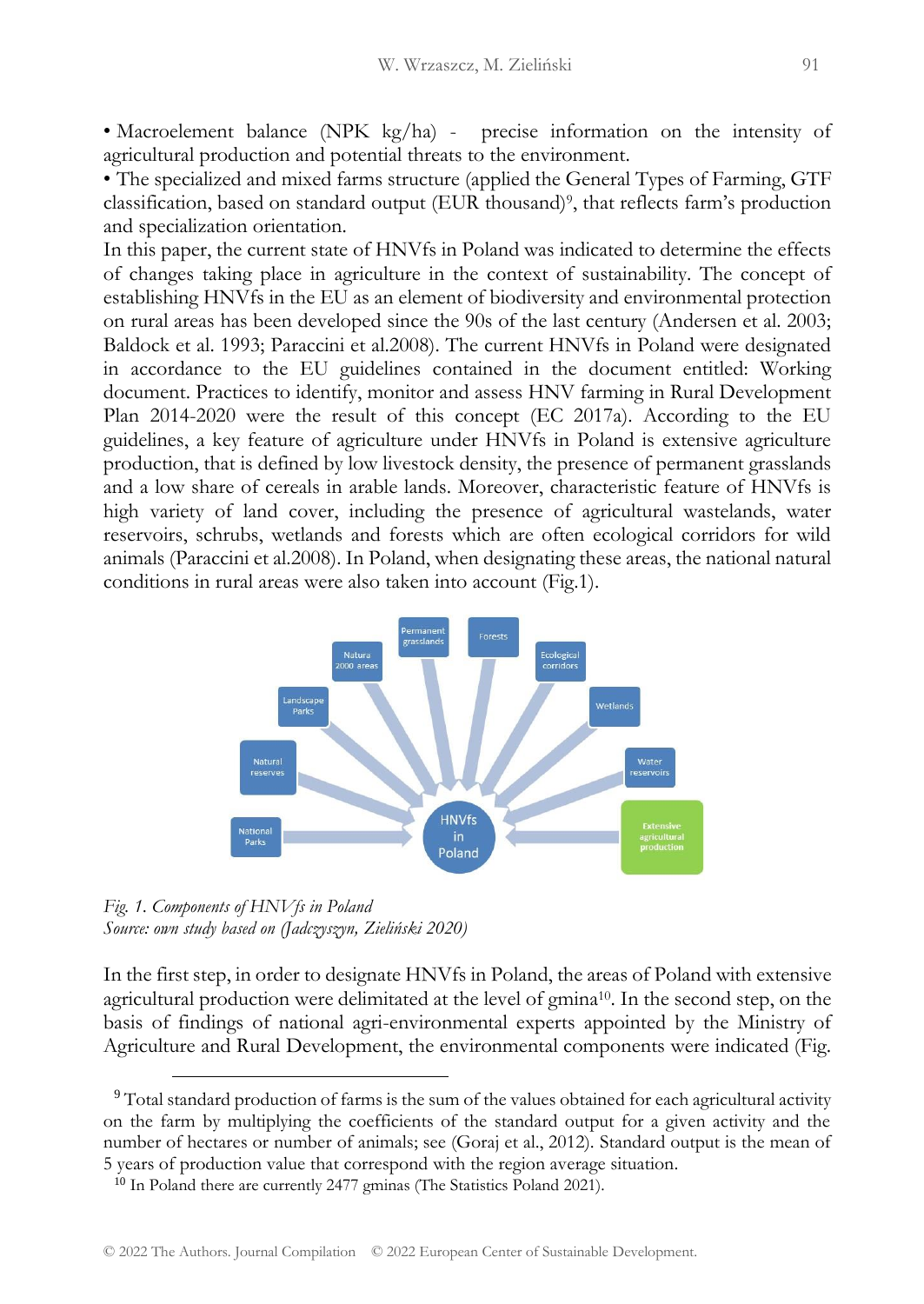• Macroelement balance (NPK kg/ha) - precise information on the intensity of agricultural production and potential threats to the environment.

• The specialized and mixed farms structure (applied the General Types of Farming, GTF classification, based on standard output (EUR thousand)[9], that reflects farm's production and specialization orientation.

In this paper, the current state of HNVfs in Poland was indicated to determine the effects of changes taking place in agriculture in the context of sustainability. The concept of establishing HNVfs in the EU as an element of biodiversity and environmental protection on rural areas has been developed since the 90s of the last century (Andersen et al. 2003; Baldock et al. 1993; Paraccini et al.2008). The current HNVfs in Poland were designated in accordance to the EU guidelines contained in the document entitled: Working document. Practices to identify, monitor and assess HNV farming in Rural Development Plan 2014-2020 were the result of this concept (EC 2017a). According to the EU guidelines, a key feature of agriculture under HNVfs in Poland is extensive agriculture production, that is defined by low livestock density, the presence of permanent grasslands and a low share of cereals in arable lands. Moreover, characteristic feature of HNVfs is high variety of land cover, including the presence of agricultural wastelands, water reservoirs, schrubs, wetlands and forests which are often ecological corridors for wild animals (Paraccini et al.2008). In Poland, when designating these areas, the national natural conditions in rural areas were also taken into account (Fig.1).

*Fig. 1. Components of HNVfs in Poland*
*Source: own study based on (Jadczyszyn, Zieliński 2020)*

In the first step, in order to designate HNVfs in Poland, the areas of Poland with extensive agricultural production were delimitated at the level of gmina[10]. In the second step, on the basis of findings of national agri-environmental experts appointed by the Ministry of Agriculture and Rural Development, the environmental components were indicated (Fig.

---

[9] Total standard production of farms is the sum of the values obtained for each agricultural activity on the farm by multiplying the coefficients of the standard output for a given activity and the number of hectares or number of animals; see (Goraj et al., 2012). Standard output is the mean of 5 years of production value that correspond with the region average situation.

[10] In Poland there are currently 2477 gminas (The Statistics Poland 2021).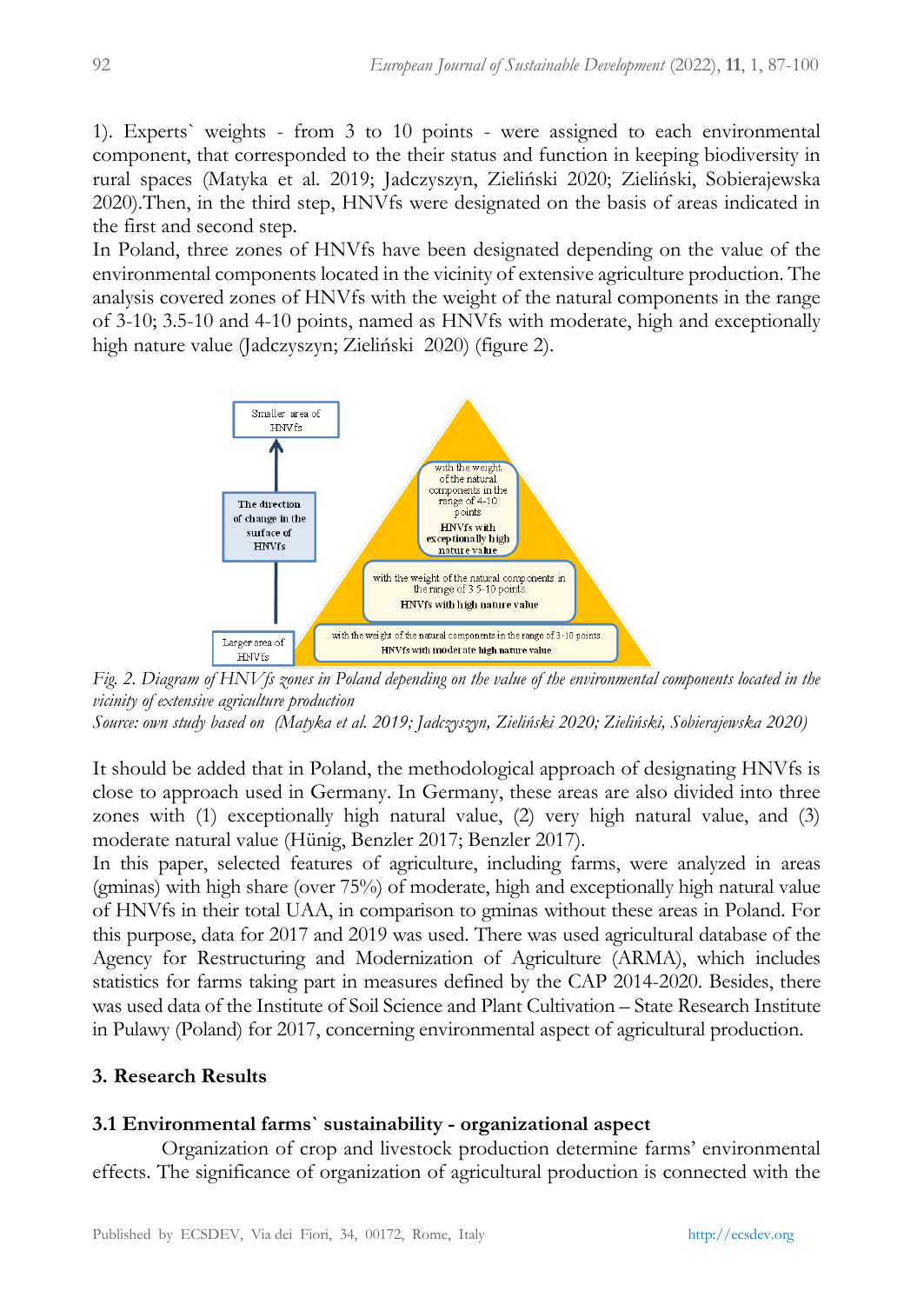1). Experts` weights - from 3 to 10 points - were assigned to each environmental component, that corresponded to the their status and function in keeping biodiversity in rural spaces (Matyka et al. 2019; Jadczyszyn, Zieliński 2020; Zieliński, Sobierajewska 2020).Then, in the third step, HNVfs were designated on the basis of areas indicated in the first and second step.

In Poland, three zones of HNVfs have been designated depending on the value of the environmental components located in the vicinity of extensive agriculture production. The analysis covered zones of HNVfs with the weight of the natural components in the range of 3-10; 3.5-10 and 4-10 points, named as HNVfs with moderate, high and exceptionally high nature value (Jadczyszyn; Zieliński 2020) (figure 2).

Smaller area of HNVfs

The direction of change in the surface of HNVfs

Larger area of HNVfs

with the weight of the natural components in the range of 4-10 points
**HNVfs with exceptionally high nature value**

with the weight of the natural components in the range of 3.5-10 points
**HNVfs with high nature value**

with the weight of the natural components in the range of 3-10 points
**HNVfs with moderate high nature value**

*Fig. 2. Diagram of HNVfs zones in Poland depending on the value of the environmental components located in the vicinity of extensive agriculture production*
*Source: own study based on (Matyka et al. 2019; Jadczyszyn, Zieliński 2020; Zieliński, Sobierajewska 2020)*

It should be added that in Poland, the methodological approach of designating HNVfs is close to approach used in Germany. In Germany, these areas are also divided into three zones with (1) exceptionally high natural value, (2) very high natural value, and (3) moderate natural value (Hünig, Benzler 2017; Benzler 2017).

In this paper, selected features of agriculture, including farms, were analyzed in areas (gminas) with high share (over 75%) of moderate, high and exceptionally high natural value of HNVfs in their total UAA, in comparison to gminas without these areas in Poland. For this purpose, data for 2017 and 2019 was used. There was used agricultural database of the Agency for Restructuring and Modernization of Agriculture (ARMA), which includes statistics for farms taking part in measures defined by the CAP 2014-2020. Besides, there was used data of the Institute of Soil Science and Plant Cultivation – State Research Institute in Pulawy (Poland) for 2017, concerning environmental aspect of agricultural production.

## 3. Research Results

### 3.1 Environmental farms` sustainability - organizational aspect

Organization of crop and livestock production determine farms' environmental effects. The significance of organization of agricultural production is connected with the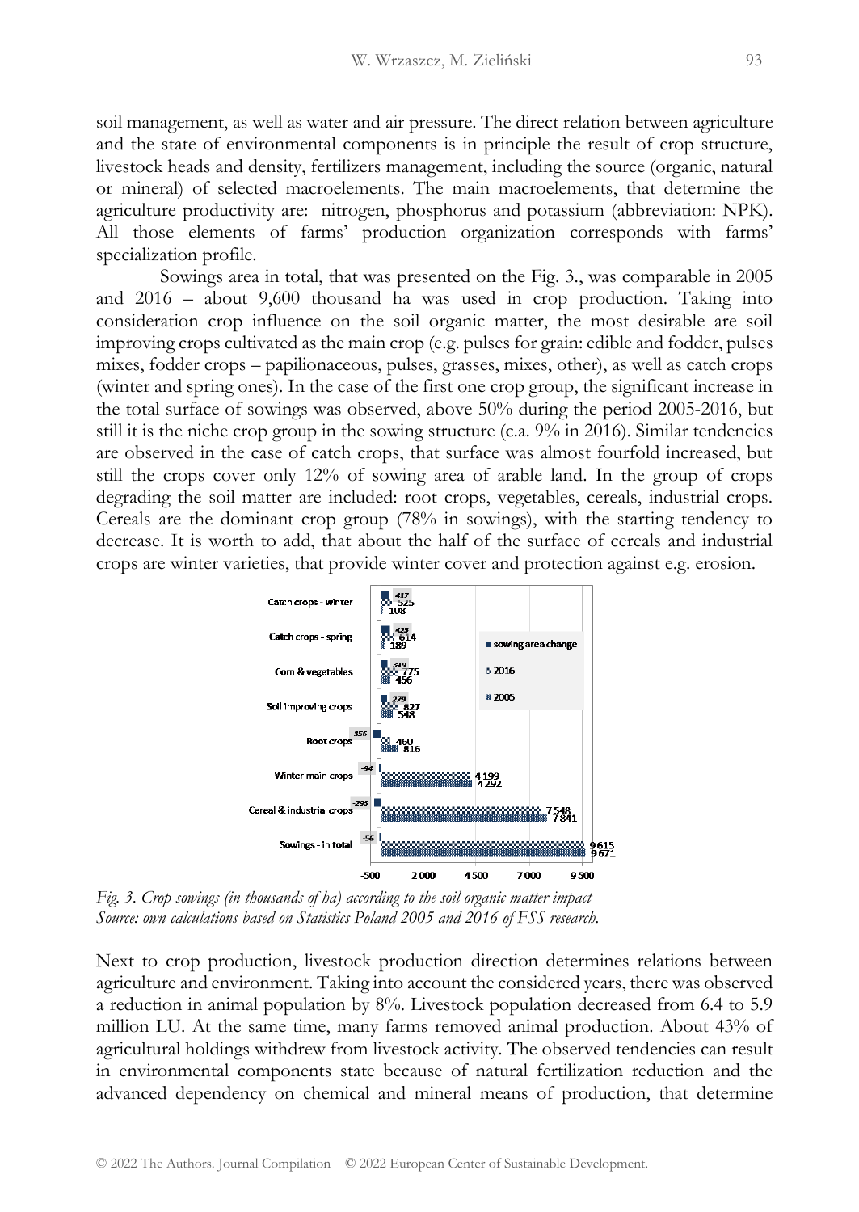soil management, as well as water and air pressure. The direct relation between agriculture and the state of environmental components is in principle the result of crop structure, livestock heads and density, fertilizers management, including the source (organic, natural or mineral) of selected macroelements. The main macroelements, that determine the agriculture productivity are: nitrogen, phosphorus and potassium (abbreviation: NPK). All those elements of farms' production organization corresponds with farms' specialization profile.

Sowings area in total, that was presented on the Fig. 3., was comparable in 2005 and 2016 – about 9,600 thousand ha was used in crop production. Taking into consideration crop influence on the soil organic matter, the most desirable are soil improving crops cultivated as the main crop (e.g. pulses for grain: edible and fodder, pulses mixes, fodder crops – papilionaceous, pulses, grasses, mixes, other), as well as catch crops (winter and spring ones). In the case of the first one crop group, the significant increase in the total surface of sowings was observed, above 50% during the period 2005-2016, but still it is the niche crop group in the sowing structure (c.a. 9% in 2016). Similar tendencies are observed in the case of catch crops, that surface was almost fourfold increased, but still the crops cover only 12% of sowing area of arable land. In the group of crops degrading the soil matter are included: root crops, vegetables, cereals, industrial crops. Cereals are the dominant crop group (78% in sowings), with the starting tendency to decrease. It is worth to add, that about the half of the surface of cereals and industrial crops are winter varieties, that provide winter cover and protection against e.g. erosion.

| Crop group | sowing area change | 2016 | 2005 |
|---|---|---|---|
| Catch crops - winter | 417 | 525 | 108 |
| Catch crops - spring | 425 | 614 | 189 |
| Corn & vegetables | 319 | 775 | 456 |
| Soil improving crops | 279 | 827 | 548 |
| Root crops | -356 | 460 | 816 |
| Winter main crops | -94 | 4 199 | 4 292 |
| Cereal & industrial crops | -293 | 7 548 | 7 841 |
| Sowings - in total | -56 | 9 615 | 9 671 |

*Fig. 3. Crop sowings (in thousands of ha) according to the soil organic matter impact*
*Source: own calculations based on Statistics Poland 2005 and 2016 of FSS research.*

Next to crop production, livestock production direction determines relations between agriculture and environment. Taking into account the considered years, there was observed a reduction in animal population by 8%. Livestock population decreased from 6.4 to 5.9 million LU. At the same time, many farms removed animal production. About 43% of agricultural holdings withdrew from livestock activity. The observed tendencies can result in environmental components state because of natural fertilization reduction and the advanced dependency on chemical and mineral means of production, that determine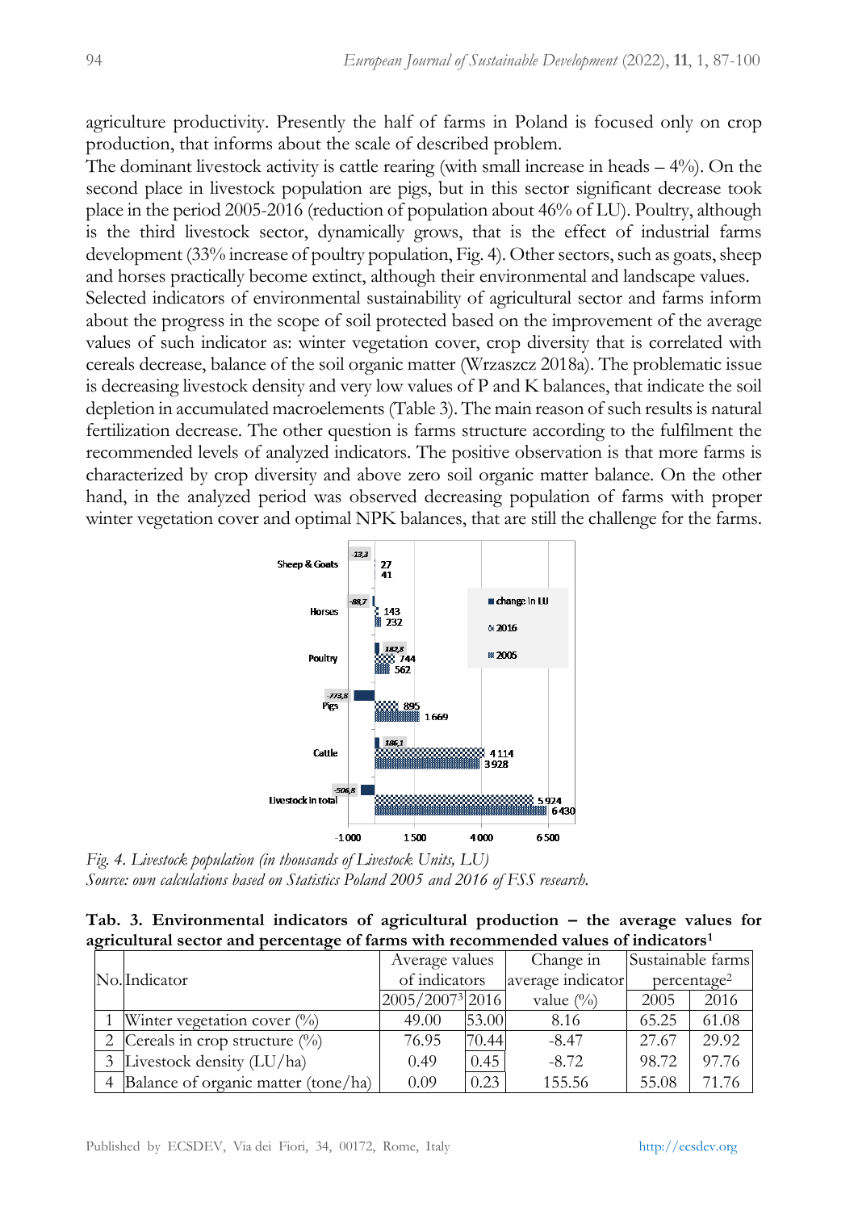agriculture productivity. Presently the half of farms in Poland is focused only on crop production, that informs about the scale of described problem.

The dominant livestock activity is cattle rearing (with small increase in heads – 4%). On the second place in livestock population are pigs, but in this sector significant decrease took place in the period 2005-2016 (reduction of population about 46% of LU). Poultry, although is the third livestock sector, dynamically grows, that is the effect of industrial farms development (33% increase of poultry population, Fig. 4). Other sectors, such as goats, sheep and horses practically become extinct, although their environmental and landscape values.

Selected indicators of environmental sustainability of agricultural sector and farms inform about the progress in the scope of soil protected based on the improvement of the average values of such indicator as: winter vegetation cover, crop diversity that is correlated with cereals decrease, balance of the soil organic matter (Wrzaszcz 2018a). The problematic issue is decreasing livestock density and very low values of P and K balances, that indicate the soil depletion in accumulated macroelements (Table 3). The main reason of such results is natural fertilization decrease. The other question is farms structure according to the fulfilment the recommended levels of analyzed indicators. The positive observation is that more farms is characterized by crop diversity and above zero soil organic matter balance. On the other hand, in the analyzed period was observed decreasing population of farms with proper winter vegetation cover and optimal NPK balances, that are still the challenge for the farms.

| | change in LU | 2016 | 2005 |
|---|---|---|---|
| Sheep & Goats | -13,3 | 27 | 41 |
| Horses | -88,7 | 143 | 232 |
| Poultry | 182,8 | 744 | 562 |
| Pigs | -773,8 | 895 | 1 669 |
| Cattle | 186,1 | 4 114 | 3 928 |
| Livestock in total | -506,8 | 5 924 | 6 430 |

*Fig. 4. Livestock population (in thousands of Livestock Units, LU)*
*Source: own calculations based on Statistics Poland 2005 and 2016 of FSS research.*

**Tab. 3. Environmental indicators of agricultural production – the average values for agricultural sector and percentage of farms with recommended values of indicators[1]**

| No. | Indicator | Average values of indicators | | Change in average indicator | Sustainable farms percentage[2] | |
|---|---|---|---|---|---|---|
| | | 2005/2007[3] | 2016 | value (%) | 2005 | 2016 |
| 1 | Winter vegetation cover (%) | 49.00 | 53.00 | 8.16 | 65.25 | 61.08 |
| 2 | Cereals in crop structure (%) | 76.95 | 70.44 | -8.47 | 27.67 | 29.92 |
| 3 | Livestock density (LU/ha) | 0.49 | 0.45 | -8.72 | 98.72 | 97.76 |
| 4 | Balance of organic matter (tone/ha) | 0.09 | 0.23 | 155.56 | 55.08 | 71.76 |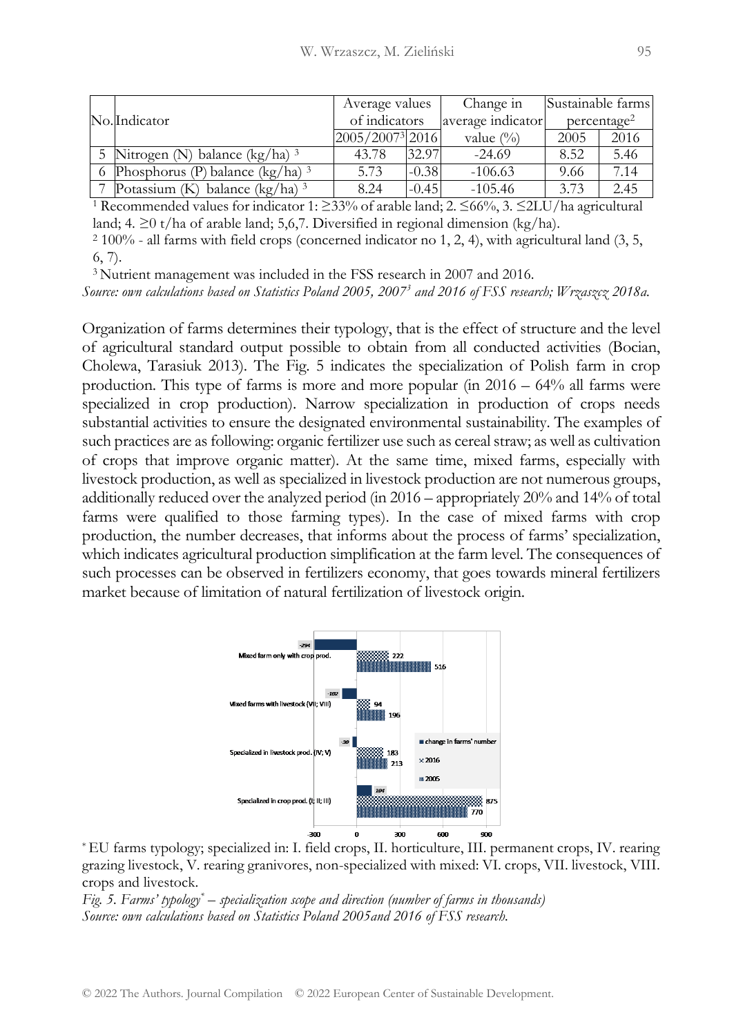| No. | Indicator | Average values of indicators | | Change in average indicator value (%) | Sustainable farms percentage[2] | |
|---|---|---|---|---|---|---|
| | | 2005/2007[3] | 2016 | | 2005 | 2016 |
| 5 | Nitrogen (N) balance (kg/ha) [3] | 43.78 | 32.97 | -24.69 | 8.52 | 5.46 |
| 6 | Phosphorus (P) balance (kg/ha) [3] | 5.73 | -0.38 | -106.63 | 9.66 | 7.14 |
| 7 | Potassium (K) balance (kg/ha) [3] | 8.24 | -0.45 | -105.46 | 3.73 | 2.45 |

[1] Recommended values for indicator 1: ≥33% of arable land; 2. ≤66%, 3. ≤2LU/ha agricultural land; 4. ≥0 t/ha of arable land; 5,6,7. Diversified in regional dimension (kg/ha).

[2] 100% - all farms with field crops (concerned indicator no 1, 2, 4), with agricultural land (3, 5, 6, 7).

[3] Nutrient management was included in the FSS research in 2007 and 2016.

*Source: own calculations based on Statistics Poland 2005, 2007[3] and 2016 of FSS research; Wrzaszcz 2018a.*

Organization of farms determines their typology, that is the effect of structure and the level of agricultural standard output possible to obtain from all conducted activities (Bocian, Cholewa, Tarasiuk 2013). The Fig. 5 indicates the specialization of Polish farm in crop production. This type of farms is more and more popular (in 2016 – 64% all farms were specialized in crop production). Narrow specialization in production of crops needs substantial activities to ensure the designated environmental sustainability. The examples of such practices are as following: organic fertilizer use such as cereal straw; as well as cultivation of crops that improve organic matter). At the same time, mixed farms, especially with livestock production, as well as specialized in livestock production are not numerous groups, additionally reduced over the analyzed period (in 2016 – appropriately 20% and 14% of total farms were qualified to those farming types). In the case of mixed farms with crop production, the number decreases, that informs about the process of farms' specialization, which indicates agricultural production simplification at the farm level. The consequences of such processes can be observed in fertilizers economy, that goes towards mineral fertilizers market because of limitation of natural fertilization of livestock origin.

| Farm type | Change in farms' number | 2016 | 2005 |
|---|---|---|---|
| Mixed farm only with crop prod. | -294 | 222 | 516 |
| Mixed farms with livestock (VII; VIII) | -102 | 94 | 196 |
| Specialized in livestock prod. (IV; V) | -30 | 183 | 213 |
| Specialized in crop prod. (I; II; III) | 104 | 875 | 770 |

* EU farms typology; specialized in: I. field crops, II. horticulture, III. permanent crops, IV. rearing grazing livestock, V. rearing granivores, non-specialized with mixed: VI. crops, VII. livestock, VIII. crops and livestock.

*Fig. 5. Farms' typology* – specialization scope and direction (number of farms in thousands)*

*Source: own calculations based on Statistics Poland 2005and 2016 of FSS research.*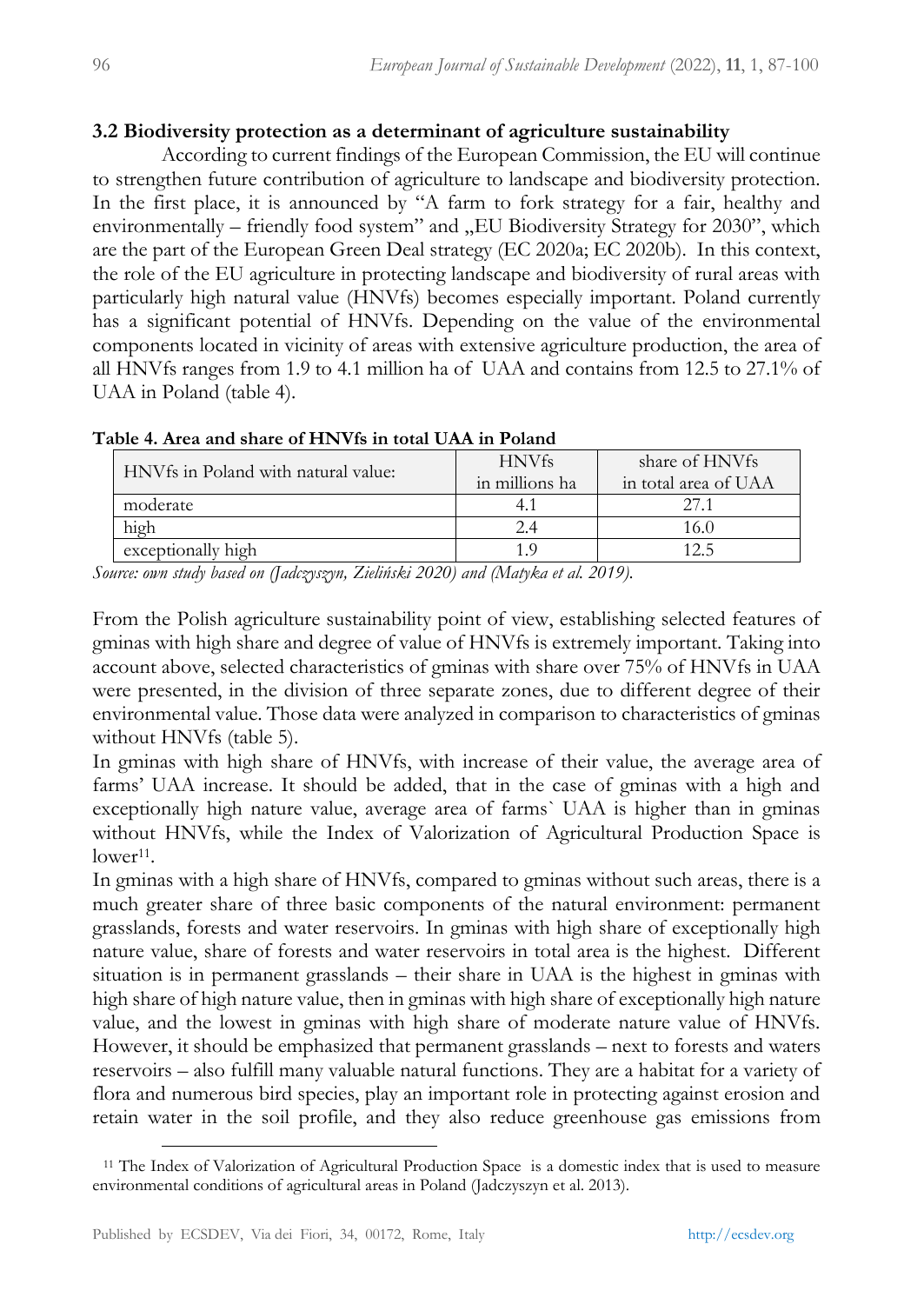### 3.2 Biodiversity protection as a determinant of agriculture sustainability

According to current findings of the European Commission, the EU will continue to strengthen future contribution of agriculture to landscape and biodiversity protection. In the first place, it is announced by "A farm to fork strategy for a fair, healthy and environmentally – friendly food system" and „EU Biodiversity Strategy for 2030", which are the part of the European Green Deal strategy (EC 2020a; EC 2020b). In this context, the role of the EU agriculture in protecting landscape and biodiversity of rural areas with particularly high natural value (HNVfs) becomes especially important. Poland currently has a significant potential of HNVfs. Depending on the value of the environmental components located in vicinity of areas with extensive agriculture production, the area of all HNVfs ranges from 1.9 to 4.1 million ha of UAA and contains from 12.5 to 27.1% of UAA in Poland (table 4).

**Table 4. Area and share of HNVfs in total UAA in Poland**

| HNVfs in Poland with natural value: | HNVfs in millions ha | share of HNVfs in total area of UAA |
|---|---|---|
| moderate | 4.1 | 27.1 |
| high | 2.4 | 16.0 |
| exceptionally high | 1.9 | 12.5 |

*Source: own study based on (Jadczyszyn, Zieliński 2020) and (Matyka et al. 2019).*

From the Polish agriculture sustainability point of view, establishing selected features of gminas with high share and degree of value of HNVfs is extremely important. Taking into account above, selected characteristics of gminas with share over 75% of HNVfs in UAA were presented, in the division of three separate zones, due to different degree of their environmental value. Those data were analyzed in comparison to characteristics of gminas without HNVfs (table 5).

In gminas with high share of HNVfs, with increase of their value, the average area of farms' UAA increase. It should be added, that in the case of gminas with a high and exceptionally high nature value, average area of farms` UAA is higher than in gminas without HNVfs, while the Index of Valorization of Agricultural Production Space is lower[11].

In gminas with a high share of HNVfs, compared to gminas without such areas, there is a much greater share of three basic components of the natural environment: permanent grasslands, forests and water reservoirs. In gminas with high share of exceptionally high nature value, share of forests and water reservoirs in total area is the highest. Different situation is in permanent grasslands – their share in UAA is the highest in gminas with high share of high nature value, then in gminas with high share of exceptionally high nature value, and the lowest in gminas with high share of moderate nature value of HNVfs. However, it should be emphasized that permanent grasslands – next to forests and waters reservoirs – also fulfill many valuable natural functions. They are a habitat for a variety of flora and numerous bird species, play an important role in protecting against erosion and retain water in the soil profile, and they also reduce greenhouse gas emissions from

[11] The Index of Valorization of Agricultural Production Space is a domestic index that is used to measure environmental conditions of agricultural areas in Poland (Jadczyszyn et al. 2013).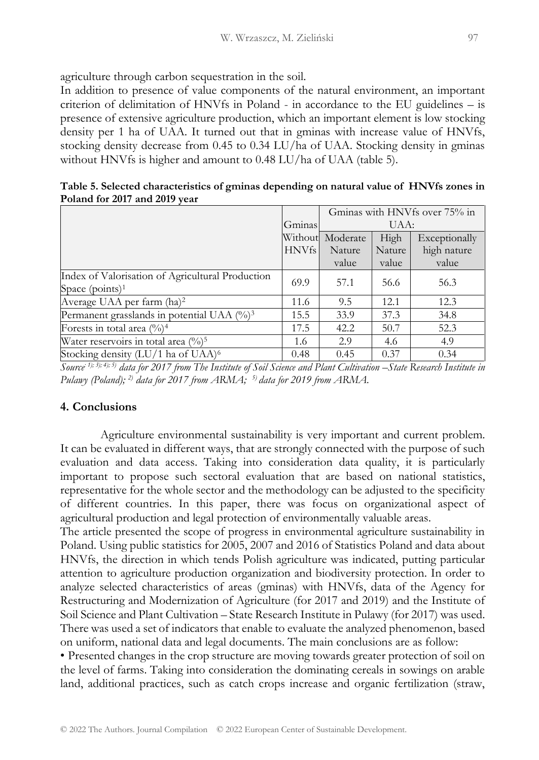agriculture through carbon sequestration in the soil.

In addition to presence of value components of the natural environment, an important criterion of delimitation of HNVfs in Poland - in accordance to the EU guidelines – is presence of extensive agriculture production, which an important element is low stocking density per 1 ha of UAA. It turned out that in gminas with increase value of HNVfs, stocking density decrease from 0.45 to 0.34 LU/ha of UAA. Stocking density in gminas without HNVfs is higher and amount to 0.48 LU/ha of UAA (table 5).

**Table 5. Selected characteristics of gminas depending on natural value of HNVfs zones in Poland for 2017 and 2019 year**

| | Gminas | Gminas with HNVfs over 75% in UAA: | | |
|---|---|---|---|---|
| | Without HNVfs | Moderate Nature value | High Nature value | Exceptionally high nature value |
| Index of Valorisation of Agricultural Production Space (points)[1] | 69.9 | 57.1 | 56.6 | 56.3 |
| Average UAA per farm (ha)[2] | 11.6 | 9.5 | 12.1 | 12.3 |
| Permanent grasslands in potential UAA (%)[3] | 15.5 | 33.9 | 37.3 | 34.8 |
| Forests in total area (%)[4] | 17.5 | 42.2 | 50.7 | 52.3 |
| Water reservoirs in total area (%)[5] | 1.6 | 2.9 | 4.6 | 4.9 |
| Stocking density (LU/1 ha of UAA)[6] | 0.48 | 0.45 | 0.37 | 0.34 |

*Source [1); 3); 4); 5)] data for 2017 from The Institute of Soil Science and Plant Cultivation –State Research Institute in Pulawy (Poland); [2)] data for 2017 from ARMA; [5)] data for 2019 from ARMA.*

## 4. Conclusions

Agriculture environmental sustainability is very important and current problem. It can be evaluated in different ways, that are strongly connected with the purpose of such evaluation and data access. Taking into consideration data quality, it is particularly important to propose such sectoral evaluation that are based on national statistics, representative for the whole sector and the methodology can be adjusted to the specificity of different countries. In this paper, there was focus on organizational aspect of agricultural production and legal protection of environmentally valuable areas.

The article presented the scope of progress in environmental agriculture sustainability in Poland. Using public statistics for 2005, 2007 and 2016 of Statistics Poland and data about HNVfs, the direction in which tends Polish agriculture was indicated, putting particular attention to agriculture production organization and biodiversity protection. In order to analyze selected characteristics of areas (gminas) with HNVfs, data of the Agency for Restructuring and Modernization of Agriculture (for 2017 and 2019) and the Institute of Soil Science and Plant Cultivation – State Research Institute in Pulawy (for 2017) was used. There was used a set of indicators that enable to evaluate the analyzed phenomenon, based on uniform, national data and legal documents. The main conclusions are as follow:

• Presented changes in the crop structure are moving towards greater protection of soil on the level of farms. Taking into consideration the dominating cereals in sowings on arable land, additional practices, such as catch crops increase and organic fertilization (straw,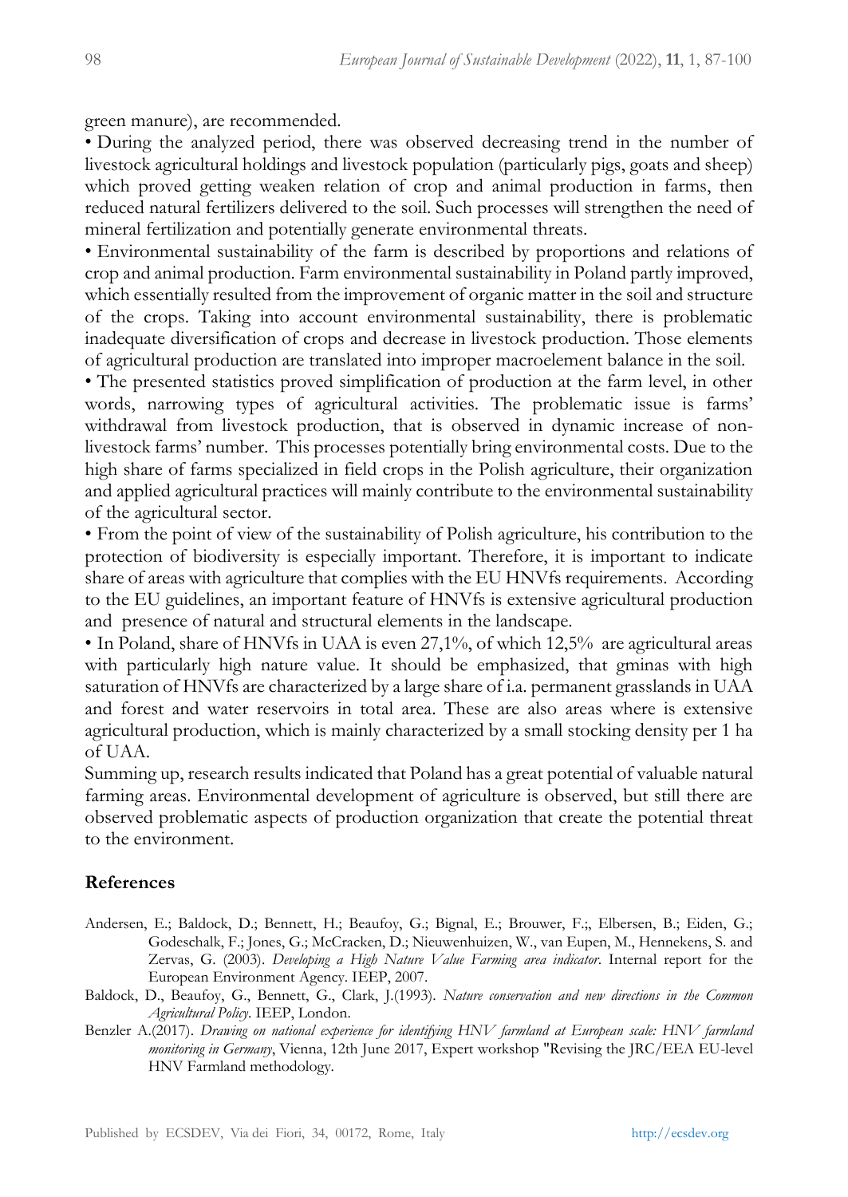green manure), are recommended.

• During the analyzed period, there was observed decreasing trend in the number of livestock agricultural holdings and livestock population (particularly pigs, goats and sheep) which proved getting weaken relation of crop and animal production in farms, then reduced natural fertilizers delivered to the soil. Such processes will strengthen the need of mineral fertilization and potentially generate environmental threats.

• Environmental sustainability of the farm is described by proportions and relations of crop and animal production. Farm environmental sustainability in Poland partly improved, which essentially resulted from the improvement of organic matter in the soil and structure of the crops. Taking into account environmental sustainability, there is problematic inadequate diversification of crops and decrease in livestock production. Those elements of agricultural production are translated into improper macroelement balance in the soil.

• The presented statistics proved simplification of production at the farm level, in other words, narrowing types of agricultural activities. The problematic issue is farms' withdrawal from livestock production, that is observed in dynamic increase of non-livestock farms' number. This processes potentially bring environmental costs. Due to the high share of farms specialized in field crops in the Polish agriculture, their organization and applied agricultural practices will mainly contribute to the environmental sustainability of the agricultural sector.

• From the point of view of the sustainability of Polish agriculture, his contribution to the protection of biodiversity is especially important. Therefore, it is important to indicate share of areas with agriculture that complies with the EU HNVfs requirements. According to the EU guidelines, an important feature of HNVfs is extensive agricultural production and presence of natural and structural elements in the landscape.

• In Poland, share of HNVfs in UAA is even 27,1%, of which 12,5% are agricultural areas with particularly high nature value. It should be emphasized, that gminas with high saturation of HNVfs are characterized by a large share of i.a. permanent grasslands in UAA and forest and water reservoirs in total area. These are also areas where is extensive agricultural production, which is mainly characterized by a small stocking density per 1 ha of UAA.

Summing up, research results indicated that Poland has a great potential of valuable natural farming areas. Environmental development of agriculture is observed, but still there are observed problematic aspects of production organization that create the potential threat to the environment.

## References

Andersen, E.; Baldock, D.; Bennett, H.; Beaufoy, G.; Bignal, E.; Brouwer, F.;, Elbersen, B.; Eiden, G.; Godeschalk, F.; Jones, G.; McCracken, D.; Nieuwenhuizen, W., van Eupen, M., Hennekens, S. and Zervas, G. (2003). *Developing a High Nature Value Farming area indicator*. Internal report for the European Environment Agency. IEEP, 2007.

Baldock, D., Beaufoy, G., Bennett, G., Clark, J.(1993). *Nature conservation and new directions in the Common Agricultural Policy*. IEEP, London.

Benzler A.(2017). *Drawing on national experience for identifying HNV farmland at European scale: HNV farmland monitoring in Germany*, Vienna, 12th June 2017, Expert workshop "Revising the JRC/EEA EU-level HNV Farmland methodology.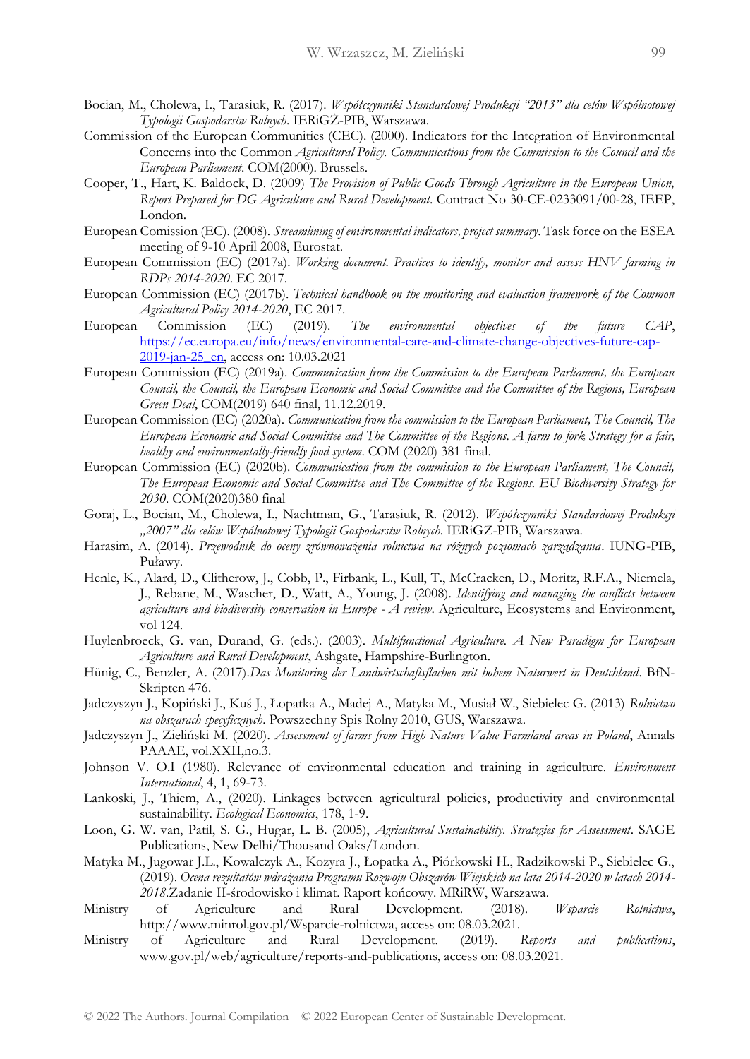Bocian, M., Cholewa, I., Tarasiuk, R. (2017). *Współczynniki Standardowej Produkcji "2013" dla celów Wspólnotowej Typologii Gospodarstw Rolnych*. IERiGŻ-PIB, Warszawa.

Commission of the European Communities (CEC). (2000). Indicators for the Integration of Environmental Concerns into the Common *Agricultural Policy. Communications from the Commission to the Council and the European Parliament*. COM(2000). Brussels.

Cooper, T., Hart, K. Baldock, D. (2009) *The Provision of Public Goods Through Agriculture in the European Union, Report Prepared for DG Agriculture and Rural Development*. Contract No 30-CE-0233091/00-28, IEEP, London.

European Comission (EC). (2008). *Streamlining of environmental indicators, project summary*. Task force on the ESEA meeting of 9-10 April 2008, Eurostat.

European Commission (EC) (2017a). *Working document. Practices to identify, monitor and assess HNV farming in RDPs 2014-2020*. EC 2017.

European Commission (EC) (2017b). *Technical handbook on the monitoring and evaluation framework of the Common Agricultural Policy 2014-2020*, EC 2017.

European Commission (EC) (2019). *The environmental objectives of the future CAP*, https://ec.europa.eu/info/news/environmental-care-and-climate-change-objectives-future-cap-2019-jan-25_en, access on: 10.03.2021

European Commission (EC) (2019a). *Communication from the Commission to the European Parliament, the European Council, the Council, the European Economic and Social Committee and the Committee of the Regions, European Green Deal*, COM(2019) 640 final, 11.12.2019.

European Commission (EC) (2020a). *Communication from the commission to the European Parliament, The Council, The European Economic and Social Committee and The Committee of the Regions. A farm to fork Strategy for a fair, healthy and environmentally-friendly food system*. COM (2020) 381 final.

European Commission (EC) (2020b). *Communication from the commission to the European Parliament, The Council, The European Economic and Social Committee and The Committee of the Regions. EU Biodiversity Strategy for 2030*. COM(2020)380 final

Goraj, L., Bocian, M., Cholewa, I., Nachtman, G., Tarasiuk, R. (2012). *Współczynniki Standardowej Produkcji „2007" dla celów Wspólnotowej Typologii Gospodarstw Rolnych*. IERiGŻ-PIB, Warszawa.

Harasim, A. (2014). *Przewodnik do oceny zrównoważenia rolnictwa na różnych poziomach zarządzania*. IUNG-PIB, Puławy.

Henle, K., Alard, D., Clitherow, J., Cobb, P., Firbank, L., Kull, T., McCracken, D., Moritz, R.F.A., Niemela, J., Rebane, M., Wascher, D., Watt, A., Young, J. (2008). *Identifying and managing the conflicts between agriculture and biodiversity conservation in Europe - A review*. Agriculture, Ecosystems and Environment, vol 124.

Huylenbroeck, G. van, Durand, G. (eds.). (2003). *Multifunctional Agriculture. A New Paradigm for European Agriculture and Rural Development*, Ashgate, Hampshire-Burlington.

Hünig, C., Benzler, A. (2017).*Das Monitoring der Landwirtschaftsflachen mit hohem Naturwert in Deutschland*. BfN-Skripten 476.

Jadczyszyn J., Kopiński J., Kuś J., Łopatka A., Madej A., Matyka M., Musiał W., Siebielec G. (2013) *Rolnictwo na obszarach specyficznych*. Powszechny Spis Rolny 2010, GUS, Warszawa.

Jadczyszyn J., Zieliński M. (2020). *Assessment of farms from High Nature Value Farmland areas in Poland*, Annals PAAAE, vol.XXII,no.3.

Johnson V. O.I (1980). Relevance of environmental education and training in agriculture. *Environment International*, 4, 1, 69-73.

Lankoski, J., Thiem, A., (2020). Linkages between agricultural policies, productivity and environmental sustainability. *Ecological Economics*, 178, 1-9.

Loon, G. W. van, Patil, S. G., Hugar, L. B. (2005), *Agricultural Sustainability. Strategies for Assessment*. SAGE Publications, New Delhi/Thousand Oaks/London.

Matyka M., Jugowar J.L., Kowalczyk A., Kozyra J., Łopatka A., Piórkowski H., Radzikowski P., Siebielec G., (2019). *Ocena rezultatów wdrażania Programu Rozwoju Obszarów Wiejskich na lata 2014-2020 w latach 2014-2018*.Zadanie II-środowisko i klimat. Raport końcowy. MRiRW, Warszawa.

Ministry of Agriculture and Rural Development. (2018). *Wsparcie Rolnictwa*, http://www.minrol.gov.pl/Wsparcie-rolnictwa, access on: 08.03.2021.

Ministry of Agriculture and Rural Development. (2019). *Reports and publications*, www.gov.pl/web/agriculture/reports-and-publications, access on: 08.03.2021.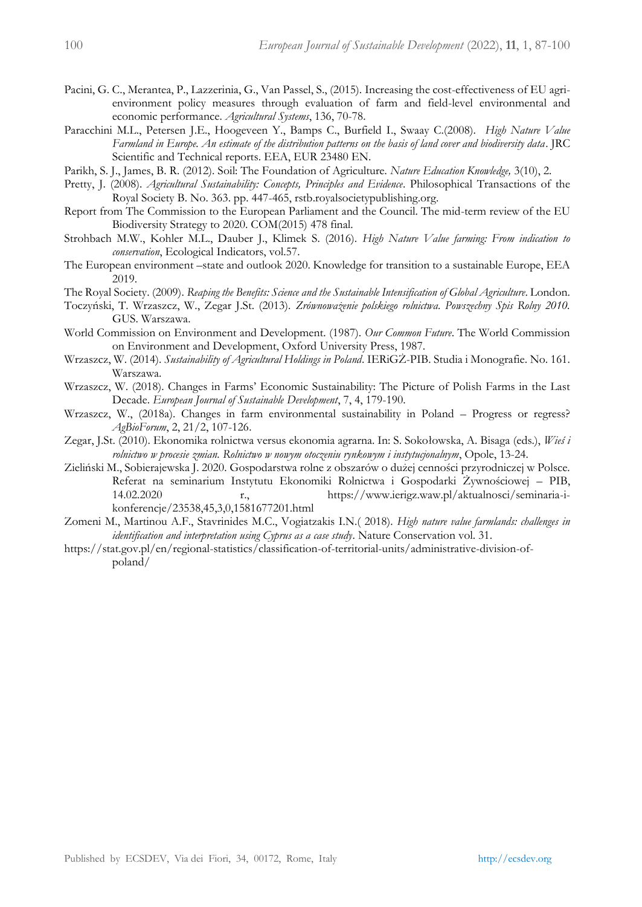Pacini, G. C., Merantea, P., Lazzerinia, G., Van Passel, S., (2015). Increasing the cost-effectiveness of EU agri-environment policy measures through evaluation of farm and field-level environmental and economic performance. *Agricultural Systems*, 136, 70-78.

Paracchini M.L., Petersen J.E., Hoogeveen Y., Bamps C., Burfield I., Swaay C.(2008). *High Nature Value Farmland in Europe. An estimate of the distribution patterns on the basis of land cover and biodiversity data*. JRC Scientific and Technical reports. EEA, EUR 23480 EN.

Parikh, S. J., James, B. R. (2012). Soil: The Foundation of Agriculture. *Nature Education Knowledge,* 3(10), 2.

Pretty, J. (2008). *Agricultural Sustainability: Concepts, Principles and Evidence*. Philosophical Transactions of the Royal Society B. No. 363. pp. 447-465, rstb.royalsocietypublishing.org.

Report from The Commission to the European Parliament and the Council. The mid-term review of the EU Biodiversity Strategy to 2020. COM(2015) 478 final.

Strohbach M.W., Kohler M.L., Dauber J., Klimek S. (2016). *High Nature Value farming: From indication to conservation*, Ecological Indicators, vol.57.

The European environment –state and outlook 2020. Knowledge for transition to a sustainable Europe, EEA 2019.

The Royal Society. (2009). *Reaping the Benefits: Science and the Sustainable Intensification of Global Agriculture*. London.

Toczyński, T. Wrzaszcz, W., Zegar J.St. (2013). *Zrównoważenie polskiego rolnictwa. Powszechny Spis Rolny 2010*. GUS. Warszawa.

World Commission on Environment and Development. (1987). *Our Common Future*. The World Commission on Environment and Development, Oxford University Press, 1987.

Wrzaszcz, W. (2014). *Sustainability of Agricultural Holdings in Poland*. IERiGŻ-PIB. Studia i Monografie. No. 161. Warszawa.

Wrzaszcz, W. (2018). Changes in Farms' Economic Sustainability: The Picture of Polish Farms in the Last Decade. *European Journal of Sustainable Development*, 7, 4, 179-190.

Wrzaszcz, W., (2018a). Changes in farm environmental sustainability in Poland – Progress or regress? *AgBioForum*, 2, 21/2, 107-126.

Zegar, J.St. (2010). Ekonomika rolnictwa versus ekonomia agrarna. In: S. Sokołowska, A. Bisaga (eds.), *Wieś i rolnictwo w procesie zmian. Rolnictwo w nowym otoczeniu rynkowym i instytucjonalnym*, Opole, 13-24.

Zieliński M., Sobierajewska J. 2020. Gospodarstwa rolne z obszarów o dużej cenności przyrodniczej w Polsce. Referat na seminarium Instytutu Ekonomiki Rolnictwa i Gospodarki Żywnościowej – PIB, 14.02.2020 r., https://www.ierigz.waw.pl/aktualnosci/seminaria-i-konferencje/23538,45,3,0,1581677201.html

Zomeni M., Martinou A.F., Stavrinides M.C., Vogiatzakis I.N.( 2018). *High nature value farmlands: challenges in identification and interpretation using Cyprus as a case study*. Nature Conservation vol. 31.

https://stat.gov.pl/en/regional-statistics/classification-of-territorial-units/administrative-division-of-poland/